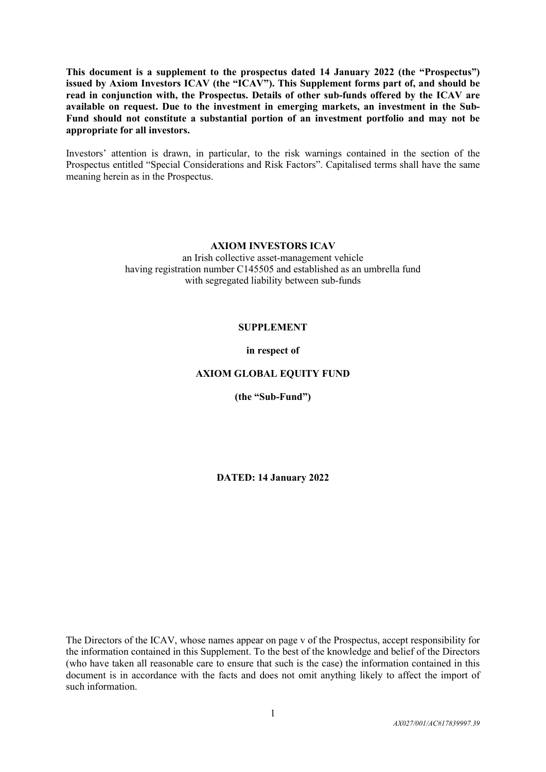**This document is a supplement to the prospectus dated 14 January 2022 (the "Prospectus") issued by Axiom Investors ICAV (the "ICAV"). This Supplement forms part of, and should be read in conjunction with, the Prospectus. Details of other sub-funds offered by the ICAV are available on request. Due to the investment in emerging markets, an investment in the Sub-Fund should not constitute a substantial portion of an investment portfolio and may not be appropriate for all investors.**

Investors' attention is drawn, in particular, to the risk warnings contained in the section of the Prospectus entitled "Special Considerations and Risk Factors". Capitalised terms shall have the same meaning herein as in the Prospectus.

**AXIOM INVESTORS ICAV**

an Irish collective asset-management vehicle
having registration number C145505 and established as an umbrella fund
with segregated liability between sub-funds

**SUPPLEMENT**

**in respect of**

**AXIOM GLOBAL EQUITY FUND**

**(the "Sub-Fund")**

**DATED: 14 January 2022**

The Directors of the ICAV, whose names appear on page v of the Prospectus, accept responsibility for the information contained in this Supplement. To the best of the knowledge and belief of the Directors (who have taken all reasonable care to ensure that such is the case) the information contained in this document is in accordance with the facts and does not omit anything likely to affect the import of such information.

*AX027/001/AC#17839997.39*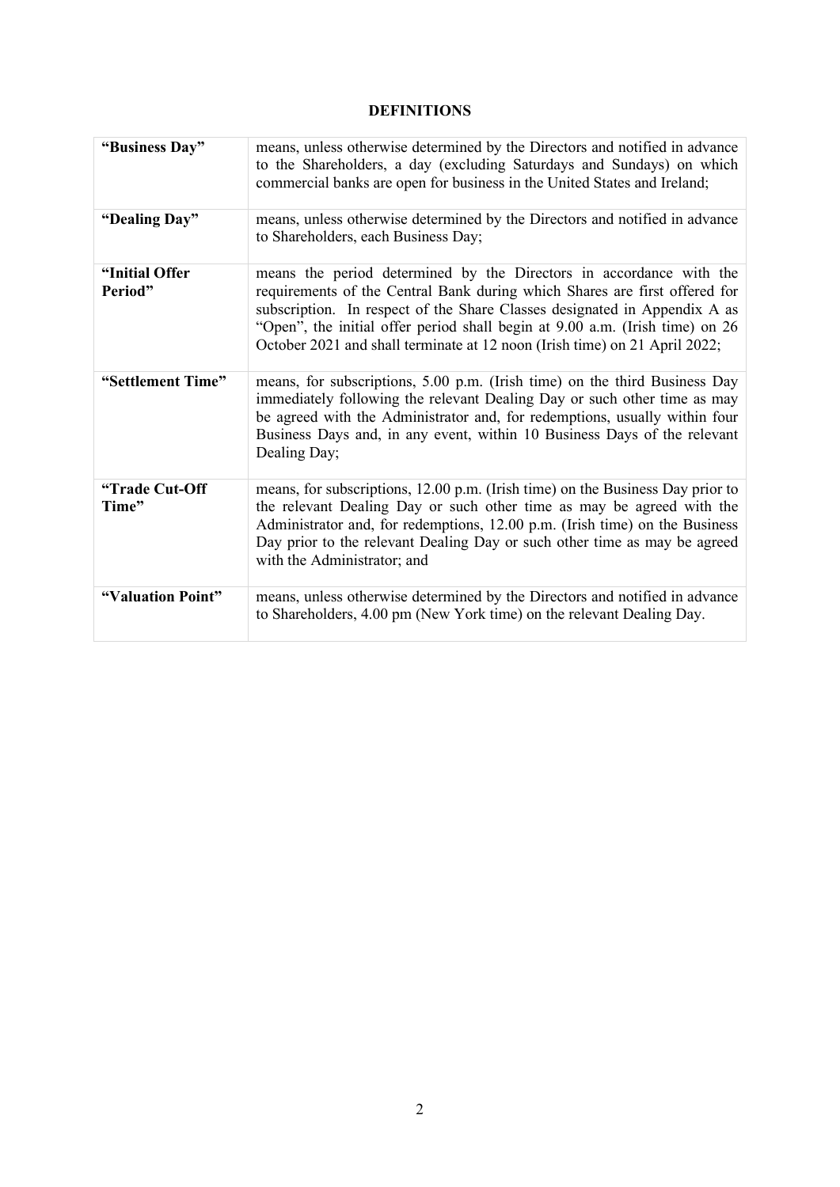## DEFINITIONS

| | |
|---|---|
| **"Business Day"** | means, unless otherwise determined by the Directors and notified in advance to the Shareholders, a day (excluding Saturdays and Sundays) on which commercial banks are open for business in the United States and Ireland; |
| **"Dealing Day"** | means, unless otherwise determined by the Directors and notified in advance to Shareholders, each Business Day; |
| **"Initial Offer Period"** | means the period determined by the Directors in accordance with the requirements of the Central Bank during which Shares are first offered for subscription. In respect of the Share Classes designated in Appendix A as "Open", the initial offer period shall begin at 9.00 a.m. (Irish time) on 26 October 2021 and shall terminate at 12 noon (Irish time) on 21 April 2022; |
| **"Settlement Time"** | means, for subscriptions, 5.00 p.m. (Irish time) on the third Business Day immediately following the relevant Dealing Day or such other time as may be agreed with the Administrator and, for redemptions, usually within four Business Days and, in any event, within 10 Business Days of the relevant Dealing Day; |
| **"Trade Cut-Off Time"** | means, for subscriptions, 12.00 p.m. (Irish time) on the Business Day prior to the relevant Dealing Day or such other time as may be agreed with the Administrator and, for redemptions, 12.00 p.m. (Irish time) on the Business Day prior to the relevant Dealing Day or such other time as may be agreed with the Administrator; and |
| **"Valuation Point"** | means, unless otherwise determined by the Directors and notified in advance to Shareholders, 4.00 pm (New York time) on the relevant Dealing Day. |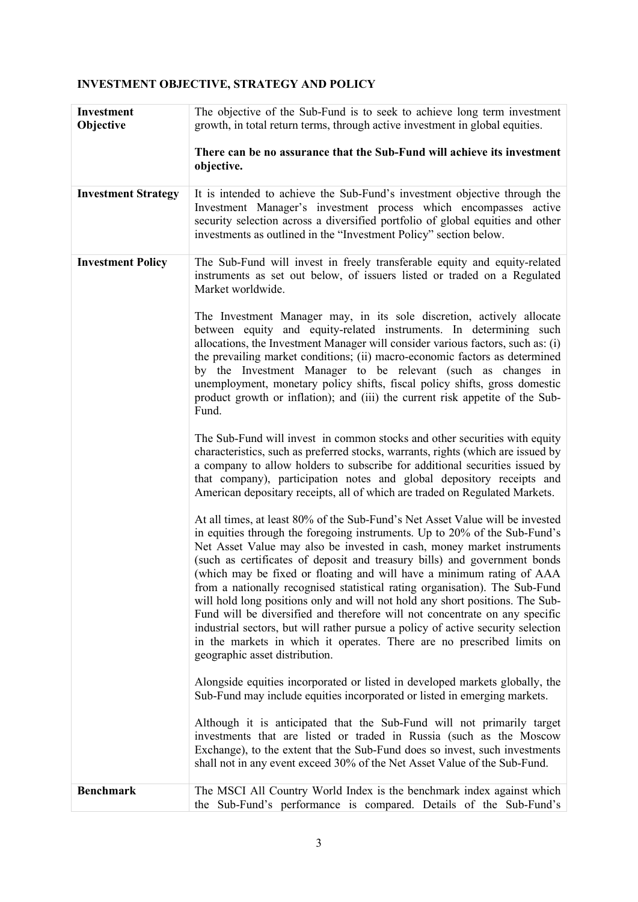## INVESTMENT OBJECTIVE, STRATEGY AND POLICY

| | |
|---|---|
| **Investment Objective** | The objective of the Sub-Fund is to seek to achieve long term investment growth, in total return terms, through active investment in global equities.<br><br>**There can be no assurance that the Sub-Fund will achieve its investment objective.** |
| **Investment Strategy** | It is intended to achieve the Sub-Fund's investment objective through the Investment Manager's investment process which encompasses active security selection across a diversified portfolio of global equities and other investments as outlined in the "Investment Policy" section below. |
| **Investment Policy** | The Sub-Fund will invest in freely transferable equity and equity-related instruments as set out below, of issuers listed or traded on a Regulated Market worldwide.<br><br>The Investment Manager may, in its sole discretion, actively allocate between equity and equity-related instruments. In determining such allocations, the Investment Manager will consider various factors, such as: (i) the prevailing market conditions; (ii) macro-economic factors as determined by the Investment Manager to be relevant (such as changes in unemployment, monetary policy shifts, fiscal policy shifts, gross domestic product growth or inflation); and (iii) the current risk appetite of the Sub-Fund.<br><br>The Sub-Fund will invest in common stocks and other securities with equity characteristics, such as preferred stocks, warrants, rights (which are issued by a company to allow holders to subscribe for additional securities issued by that company), participation notes and global depository receipts and American depositary receipts, all of which are traded on Regulated Markets.<br><br>At all times, at least 80% of the Sub-Fund's Net Asset Value will be invested in equities through the foregoing instruments. Up to 20% of the Sub-Fund's Net Asset Value may also be invested in cash, money market instruments (such as certificates of deposit and treasury bills) and government bonds (which may be fixed or floating and will have a minimum rating of AAA from a nationally recognised statistical rating organisation). The Sub-Fund will hold long positions only and will not hold any short positions. The Sub-Fund will be diversified and therefore will not concentrate on any specific industrial sectors, but will rather pursue a policy of active security selection in the markets in which it operates. There are no prescribed limits on geographic asset distribution.<br><br>Alongside equities incorporated or listed in developed markets globally, the Sub-Fund may include equities incorporated or listed in emerging markets.<br><br>Although it is anticipated that the Sub-Fund will not primarily target investments that are listed or traded in Russia (such as the Moscow Exchange), to the extent that the Sub-Fund does so invest, such investments shall not in any event exceed 30% of the Net Asset Value of the Sub-Fund. |
| **Benchmark** | The MSCI All Country World Index is the benchmark index against which the Sub-Fund's performance is compared. Details of the Sub-Fund's |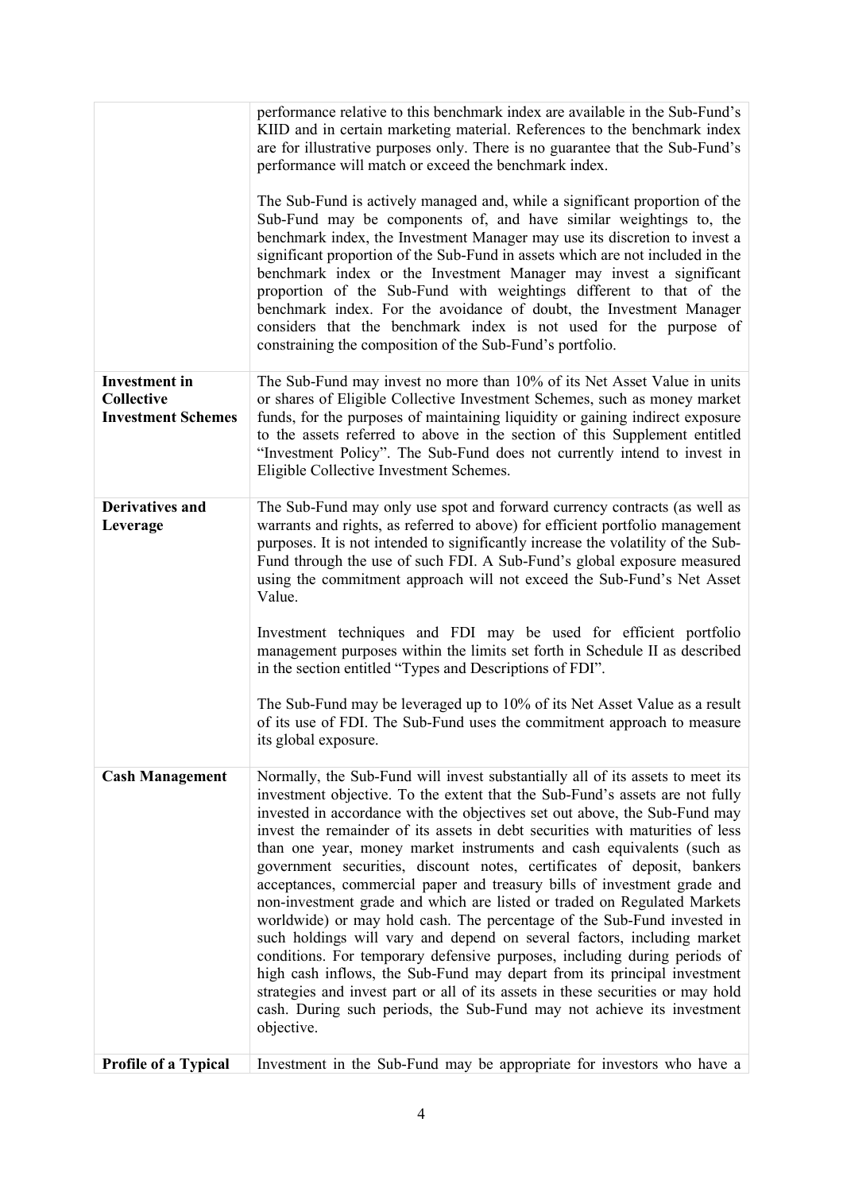| | |
|---|---|
| | performance relative to this benchmark index are available in the Sub-Fund's KIID and in certain marketing material. References to the benchmark index are for illustrative purposes only. There is no guarantee that the Sub-Fund's performance will match or exceed the benchmark index.<br><br>The Sub-Fund is actively managed and, while a significant proportion of the Sub-Fund may be components of, and have similar weightings to, the benchmark index, the Investment Manager may use its discretion to invest a significant proportion of the Sub-Fund in assets which are not included in the benchmark index or the Investment Manager may invest a significant proportion of the Sub-Fund with weightings different to that of the benchmark index. For the avoidance of doubt, the Investment Manager considers that the benchmark index is not used for the purpose of constraining the composition of the Sub-Fund's portfolio. |
| **Investment in Collective Investment Schemes** | The Sub-Fund may invest no more than 10% of its Net Asset Value in units or shares of Eligible Collective Investment Schemes, such as money market funds, for the purposes of maintaining liquidity or gaining indirect exposure to the assets referred to above in the section of this Supplement entitled "Investment Policy". The Sub-Fund does not currently intend to invest in Eligible Collective Investment Schemes. |
| **Derivatives and Leverage** | The Sub-Fund may only use spot and forward currency contracts (as well as warrants and rights, as referred to above) for efficient portfolio management purposes. It is not intended to significantly increase the volatility of the Sub-Fund through the use of such FDI. A Sub-Fund's global exposure measured using the commitment approach will not exceed the Sub-Fund's Net Asset Value.<br><br>Investment techniques and FDI may be used for efficient portfolio management purposes within the limits set forth in Schedule II as described in the section entitled "Types and Descriptions of FDI".<br><br>The Sub-Fund may be leveraged up to 10% of its Net Asset Value as a result of its use of FDI. The Sub-Fund uses the commitment approach to measure its global exposure. |
| **Cash Management** | Normally, the Sub-Fund will invest substantially all of its assets to meet its investment objective. To the extent that the Sub-Fund's assets are not fully invested in accordance with the objectives set out above, the Sub-Fund may invest the remainder of its assets in debt securities with maturities of less than one year, money market instruments and cash equivalents (such as government securities, discount notes, certificates of deposit, bankers acceptances, commercial paper and treasury bills of investment grade and non-investment grade and which are listed or traded on Regulated Markets worldwide) or may hold cash. The percentage of the Sub-Fund invested in such holdings will vary and depend on several factors, including market conditions. For temporary defensive purposes, including during periods of high cash inflows, the Sub-Fund may depart from its principal investment strategies and invest part or all of its assets in these securities or may hold cash. During such periods, the Sub-Fund may not achieve its investment objective. |
| **Profile of a Typical** | Investment in the Sub-Fund may be appropriate for investors who have a |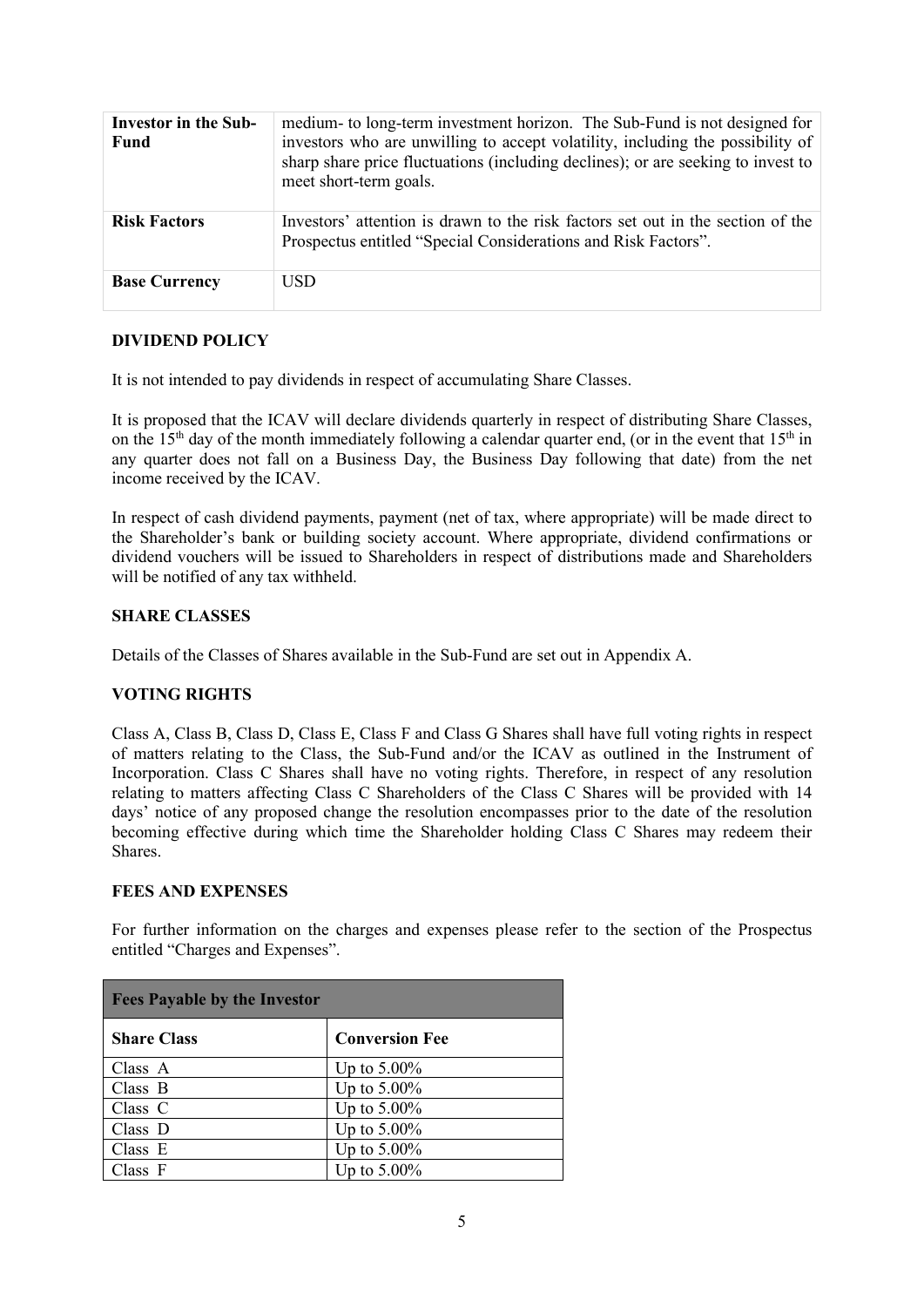| | |
|---|---|
| **Investor in the Sub-Fund** | medium- to long-term investment horizon. The Sub-Fund is not designed for investors who are unwilling to accept volatility, including the possibility of sharp share price fluctuations (including declines); or are seeking to invest to meet short-term goals. |
| **Risk Factors** | Investors' attention is drawn to the risk factors set out in the section of the Prospectus entitled "Special Considerations and Risk Factors". |
| **Base Currency** | USD |

**DIVIDEND POLICY**

It is not intended to pay dividends in respect of accumulating Share Classes.

It is proposed that the ICAV will declare dividends quarterly in respect of distributing Share Classes, on the 15th day of the month immediately following a calendar quarter end, (or in the event that 15th in any quarter does not fall on a Business Day, the Business Day following that date) from the net income received by the ICAV.

In respect of cash dividend payments, payment (net of tax, where appropriate) will be made direct to the Shareholder's bank or building society account. Where appropriate, dividend confirmations or dividend vouchers will be issued to Shareholders in respect of distributions made and Shareholders will be notified of any tax withheld.

**SHARE CLASSES**

Details of the Classes of Shares available in the Sub-Fund are set out in Appendix A.

**VOTING RIGHTS**

Class A, Class B, Class D, Class E, Class F and Class G Shares shall have full voting rights in respect of matters relating to the Class, the Sub-Fund and/or the ICAV as outlined in the Instrument of Incorporation. Class C Shares shall have no voting rights. Therefore, in respect of any resolution relating to matters affecting Class C Shareholders of the Class C Shares will be provided with 14 days' notice of any proposed change the resolution encompasses prior to the date of the resolution becoming effective during which time the Shareholder holding Class C Shares may redeem their Shares.

**FEES AND EXPENSES**

For further information on the charges and expenses please refer to the section of the Prospectus entitled "Charges and Expenses".

| **Fees Payable by the Investor** | |
|---|---|
| **Share Class** | **Conversion Fee** |
| Class A | Up to 5.00% |
| Class B | Up to 5.00% |
| Class C | Up to 5.00% |
| Class D | Up to 5.00% |
| Class E | Up to 5.00% |
| Class F | Up to 5.00% |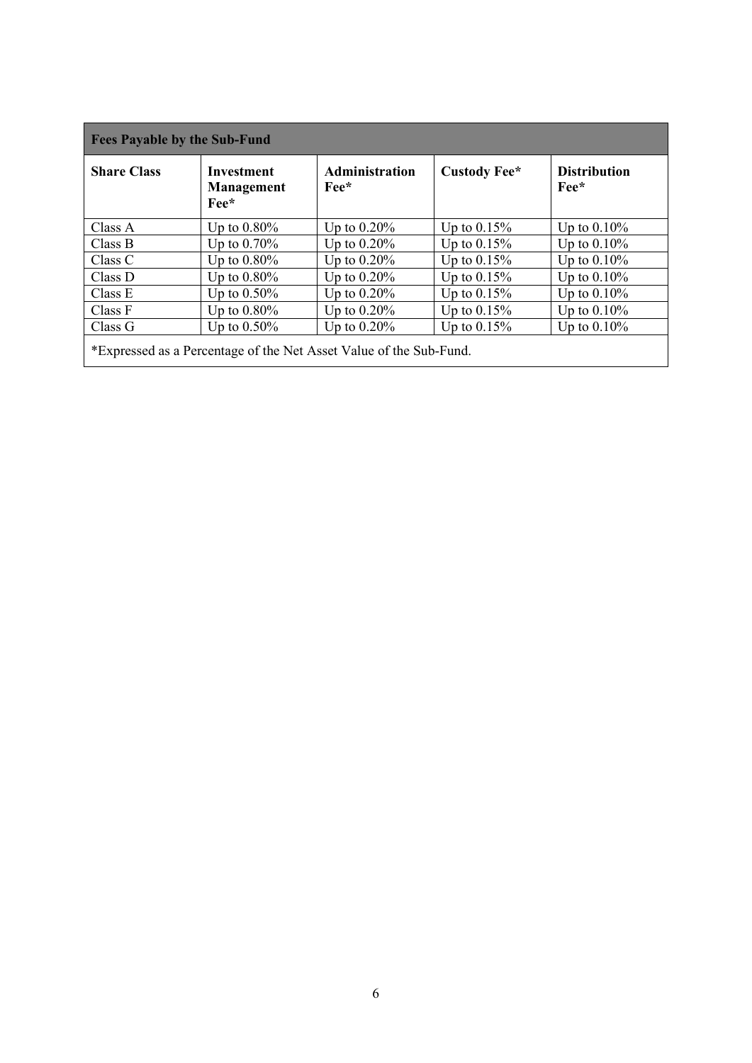| Fees Payable by the Sub-Fund | | | | |
|---|---|---|---|---|
| **Share Class** | **Investment Management Fee*** | **Administration Fee*** | **Custody Fee*** | **Distribution Fee*** |
| Class A | Up to 0.80% | Up to 0.20% | Up to 0.15% | Up to 0.10% |
| Class B | Up to 0.70% | Up to 0.20% | Up to 0.15% | Up to 0.10% |
| Class C | Up to 0.80% | Up to 0.20% | Up to 0.15% | Up to 0.10% |
| Class D | Up to 0.80% | Up to 0.20% | Up to 0.15% | Up to 0.10% |
| Class E | Up to 0.50% | Up to 0.20% | Up to 0.15% | Up to 0.10% |
| Class F | Up to 0.80% | Up to 0.20% | Up to 0.15% | Up to 0.10% |
| Class G | Up to 0.50% | Up to 0.20% | Up to 0.15% | Up to 0.10% |

*Expressed as a Percentage of the Net Asset Value of the Sub-Fund.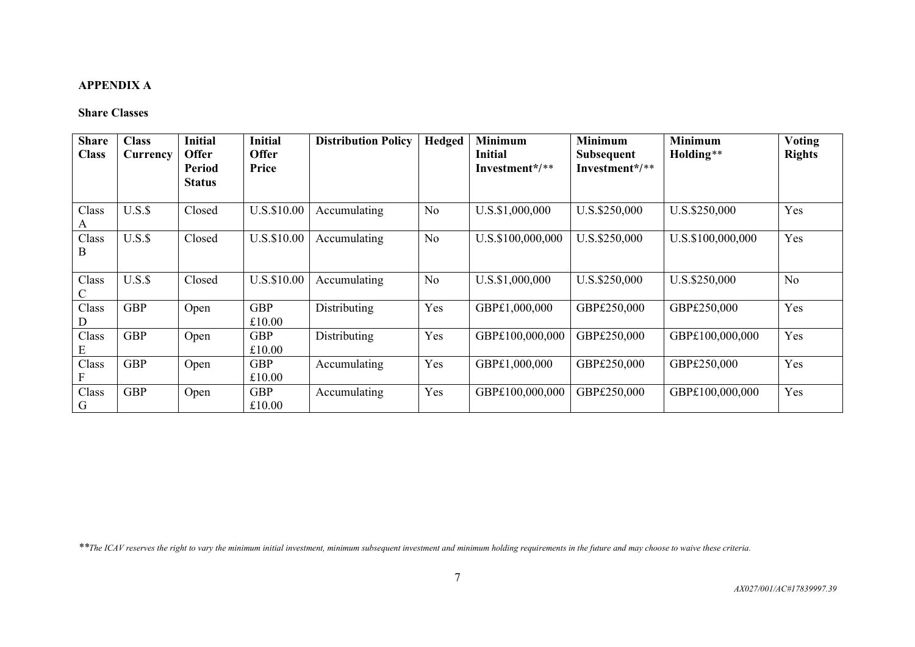**APPENDIX A**

**Share Classes**

| Share Class | Class Currency | Initial Offer Period Status | Initial Offer Price | Distribution Policy | Hedged | Minimum Initial Investment*/** | Minimum Subsequent Investment*/** | Minimum Holding** | Voting Rights |
|---|---|---|---|---|---|---|---|---|---|
| Class A | U.S.$ | Closed | U.S.$10.00 | Accumulating | No | U.S.$1,000,000 | U.S.$250,000 | U.S.$250,000 | Yes |
| Class B | U.S.$ | Closed | U.S.$10.00 | Accumulating | No | U.S.$100,000,000 | U.S.$250,000 | U.S.$100,000,000 | Yes |
| Class C | U.S.$ | Closed | U.S.$10.00 | Accumulating | No | U.S.$1,000,000 | U.S.$250,000 | U.S.$250,000 | No |
| Class D | GBP | Open | GBP £10.00 | Distributing | Yes | GBP£1,000,000 | GBP£250,000 | GBP£250,000 | Yes |
| Class E | GBP | Open | GBP £10.00 | Distributing | Yes | GBP£100,000,000 | GBP£250,000 | GBP£100,000,000 | Yes |
| Class F | GBP | Open | GBP £10.00 | Accumulating | Yes | GBP£1,000,000 | GBP£250,000 | GBP£250,000 | Yes |
| Class G | GBP | Open | GBP £10.00 | Accumulating | Yes | GBP£100,000,000 | GBP£250,000 | GBP£100,000,000 | Yes |

*\*\*The ICAV reserves the right to vary the minimum initial investment, minimum subsequent investment and minimum holding requirements in the future and may choose to waive these criteria.*

*AX027/001/AC#17839997.39*